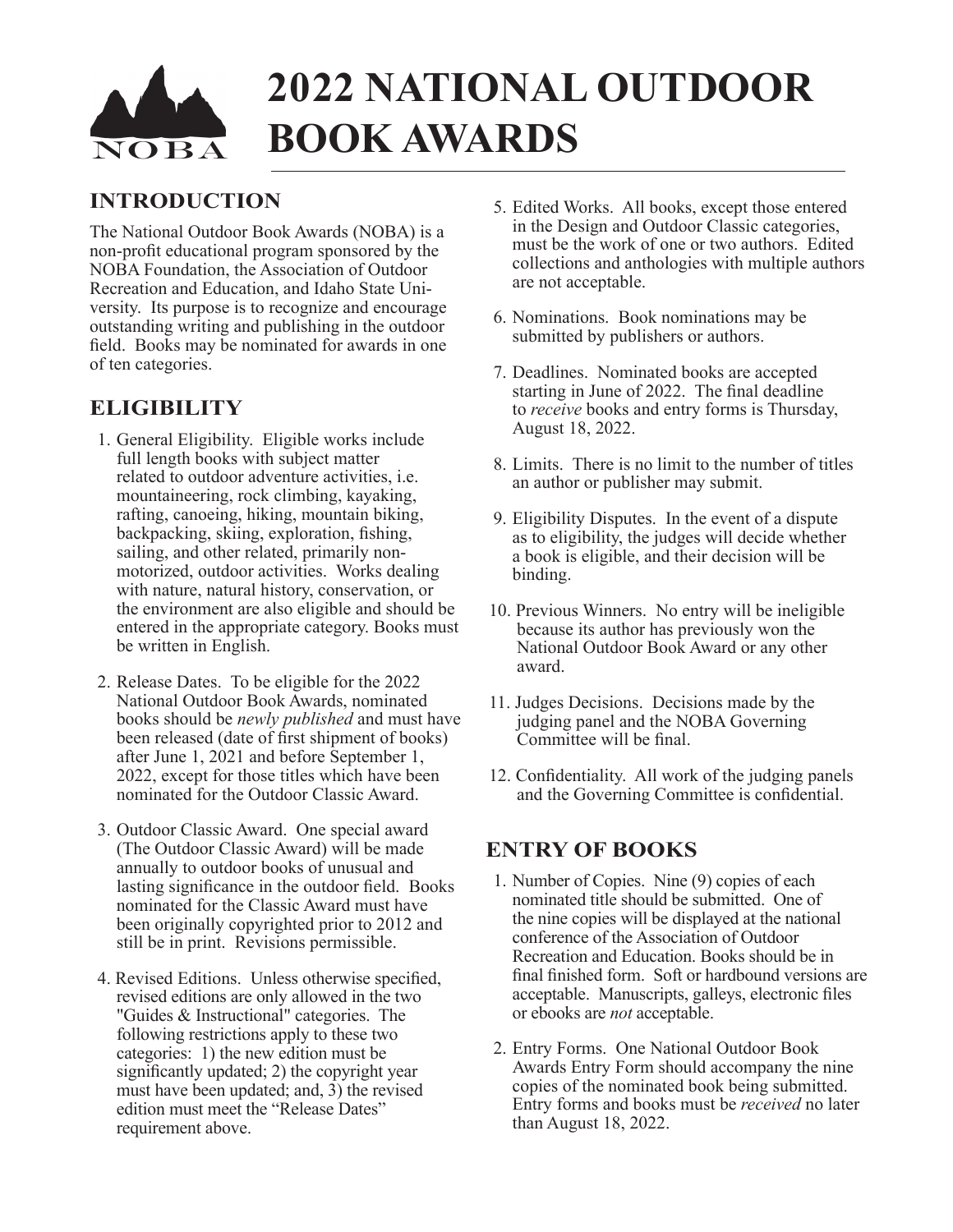# 2022 NATIONAL OUTDOOR BOOK AWARDS

## INTRODUCTION

The National Outdoor Book Awards (NOBA) is a non-profit educational program sponsored by the NOBA Foundation, the Association of Outdoor Recreation and Education, and Idaho State University. Its purpose is to recognize and encourage outstanding writing and publishing in the outdoor field. Books may be nominated for awards in one of ten categories.

## ELIGIBILITY

1. General Eligibility. Eligible works include full length books with subject matter related to outdoor adventure activities, i.e. mountaineering, rock climbing, kayaking, rafting, canoeing, hiking, mountain biking, backpacking, skiing, exploration, fishing, sailing, and other related, primarily non-motorized, outdoor activities. Works dealing with nature, natural history, conservation, or the environment are also eligible and should be entered in the appropriate category. Books must be written in English.

2. Release Dates. To be eligible for the 2022 National Outdoor Book Awards, nominated books should be *newly published* and must have been released (date of first shipment of books) after June 1, 2021 and before September 1, 2022, except for those titles which have been nominated for the Outdoor Classic Award.

3. Outdoor Classic Award. One special award (The Outdoor Classic Award) will be made annually to outdoor books of unusual and lasting significance in the outdoor field. Books nominated for the Classic Award must have been originally copyrighted prior to 2012 and still be in print. Revisions permissible.

4. Revised Editions. Unless otherwise specified, revised editions are only allowed in the two "Guides & Instructional" categories. The following restrictions apply to these two categories: 1) the new edition must be significantly updated; 2) the copyright year must have been updated; and, 3) the revised edition must meet the "Release Dates" requirement above.

5. Edited Works. All books, except those entered in the Design and Outdoor Classic categories, must be the work of one or two authors. Edited collections and anthologies with multiple authors are not acceptable.

6. Nominations. Book nominations may be submitted by publishers or authors.

7. Deadlines. Nominated books are accepted starting in June of 2022. The final deadline to *receive* books and entry forms is Thursday, August 18, 2022.

8. Limits. There is no limit to the number of titles an author or publisher may submit.

9. Eligibility Disputes. In the event of a dispute as to eligibility, the judges will decide whether a book is eligible, and their decision will be binding.

10. Previous Winners. No entry will be ineligible because its author has previously won the National Outdoor Book Award or any other award.

11. Judges Decisions. Decisions made by the judging panel and the NOBA Governing Committee will be final.

12. Confidentiality. All work of the judging panels and the Governing Committee is confidential.

## ENTRY OF BOOKS

1. Number of Copies. Nine (9) copies of each nominated title should be submitted. One of the nine copies will be displayed at the national conference of the Association of Outdoor Recreation and Education. Books should be in final finished form. Soft or hardbound versions are acceptable. Manuscripts, galleys, electronic files or ebooks are *not* acceptable.

2. Entry Forms. One National Outdoor Book Awards Entry Form should accompany the nine copies of the nominated book being submitted. Entry forms and books must be *received* no later than August 18, 2022.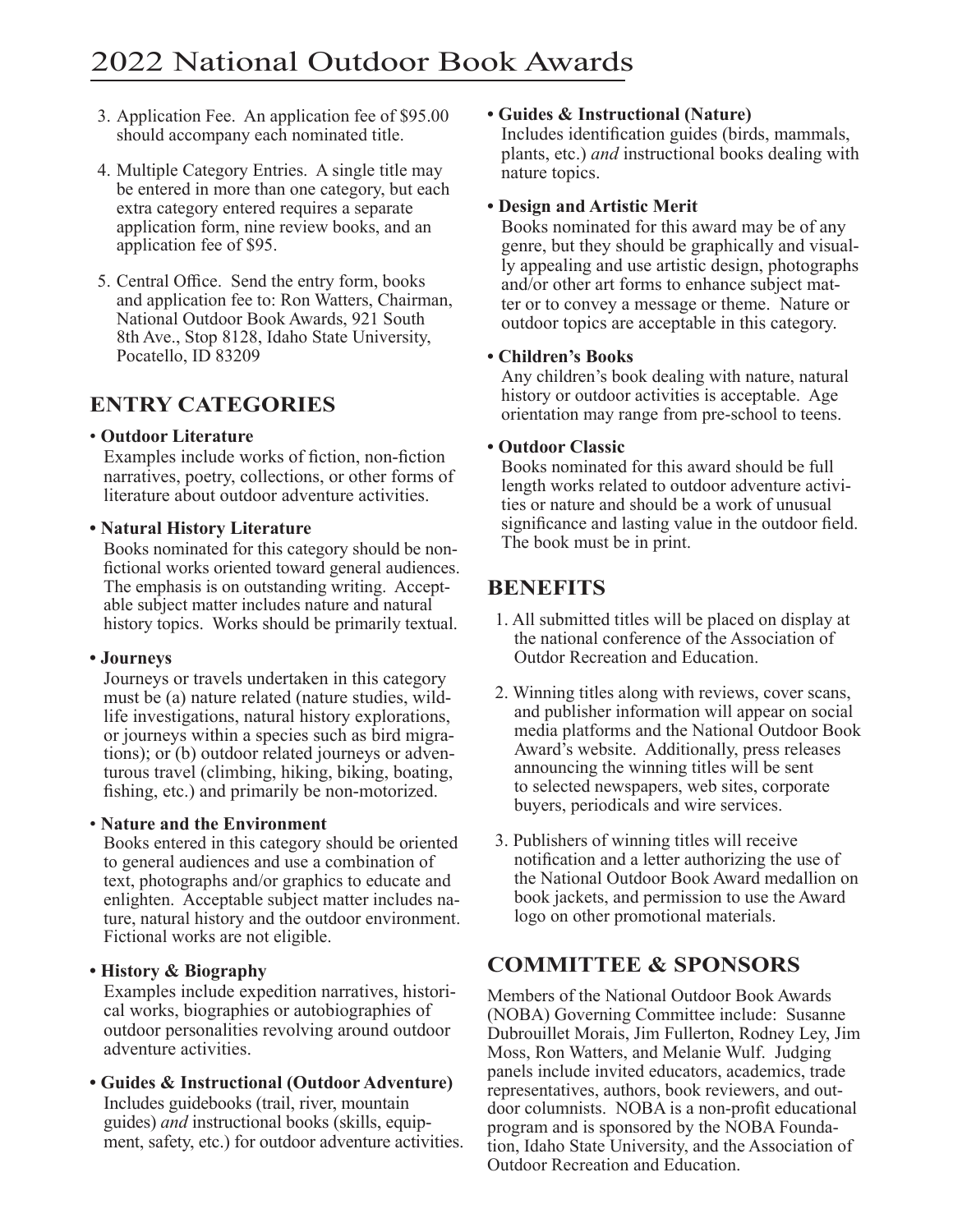# 2022 National Outdoor Book Awards

3. Application Fee. An application fee of $95.00 should accompany each nominated title.
4. Multiple Category Entries. A single title may be entered in more than one category, but each extra category entered requires a separate application form, nine review books, and an application fee of $95.
5. Central Office. Send the entry form, books and application fee to: Ron Watters, Chairman, National Outdoor Book Awards, 921 South 8th Ave., Stop 8128, Idaho State University, Pocatello, ID 83209

## ENTRY CATEGORIES

- **Outdoor Literature**
  Examples include works of fiction, non-fiction narratives, poetry, collections, or other forms of literature about outdoor adventure activities.

- **Natural History Literature**
  Books nominated for this category should be nonfictional works oriented toward general audiences. The emphasis is on outstanding writing. Acceptable subject matter includes nature and natural history topics. Works should be primarily textual.

- **Journeys**
  Journeys or travels undertaken in this category must be (a) nature related (nature studies, wildlife investigations, natural history explorations, or journeys within a species such as bird migrations); or (b) outdoor related journeys or adventurous travel (climbing, hiking, biking, boating, fishing, etc.) and primarily be non-motorized.

- **Nature and the Environment**
  Books entered in this category should be oriented to general audiences and use a combination of text, photographs and/or graphics to educate and enlighten. Acceptable subject matter includes nature, natural history and the outdoor environment. Fictional works are not eligible.

- **History & Biography**
  Examples include expedition narratives, historical works, biographies or autobiographies of outdoor personalities revolving around outdoor adventure activities.

- **Guides & Instructional (Outdoor Adventure)**
  Includes guidebooks (trail, river, mountain guides) *and* instructional books (skills, equipment, safety, etc.) for outdoor adventure activities.

- **Guides & Instructional (Nature)**
  Includes identification guides (birds, mammals, plants, etc.) *and* instructional books dealing with nature topics.

- **Design and Artistic Merit**
  Books nominated for this award may be of any genre, but they should be graphically and visually appealing and use artistic design, photographs and/or other art forms to enhance subject matter or to convey a message or theme. Nature or outdoor topics are acceptable in this category.

- **Children's Books**
  Any children's book dealing with nature, natural history or outdoor activities is acceptable. Age orientation may range from pre-school to teens.

- **Outdoor Classic**
  Books nominated for this award should be full length works related to outdoor adventure activities or nature and should be a work of unusual significance and lasting value in the outdoor field. The book must be in print.

## BENEFITS

1. All submitted titles will be placed on display at the national conference of the Association of Outdor Recreation and Education.
2. Winning titles along with reviews, cover scans, and publisher information will appear on social media platforms and the National Outdoor Book Award's website. Additionally, press releases announcing the winning titles will be sent to selected newspapers, web sites, corporate buyers, periodicals and wire services.
3. Publishers of winning titles will receive notification and a letter authorizing the use of the National Outdoor Book Award medallion on book jackets, and permission to use the Award logo on other promotional materials.

## COMMITTEE & SPONSORS

Members of the National Outdoor Book Awards (NOBA) Governing Committee include: Susanne Dubrouillet Morais, Jim Fullerton, Rodney Ley, Jim Moss, Ron Watters, and Melanie Wulf. Judging panels include invited educators, academics, trade representatives, authors, book reviewers, and outdoor columnists. NOBA is a non-profit educational program and is sponsored by the NOBA Foundation, Idaho State University, and the Association of Outdoor Recreation and Education.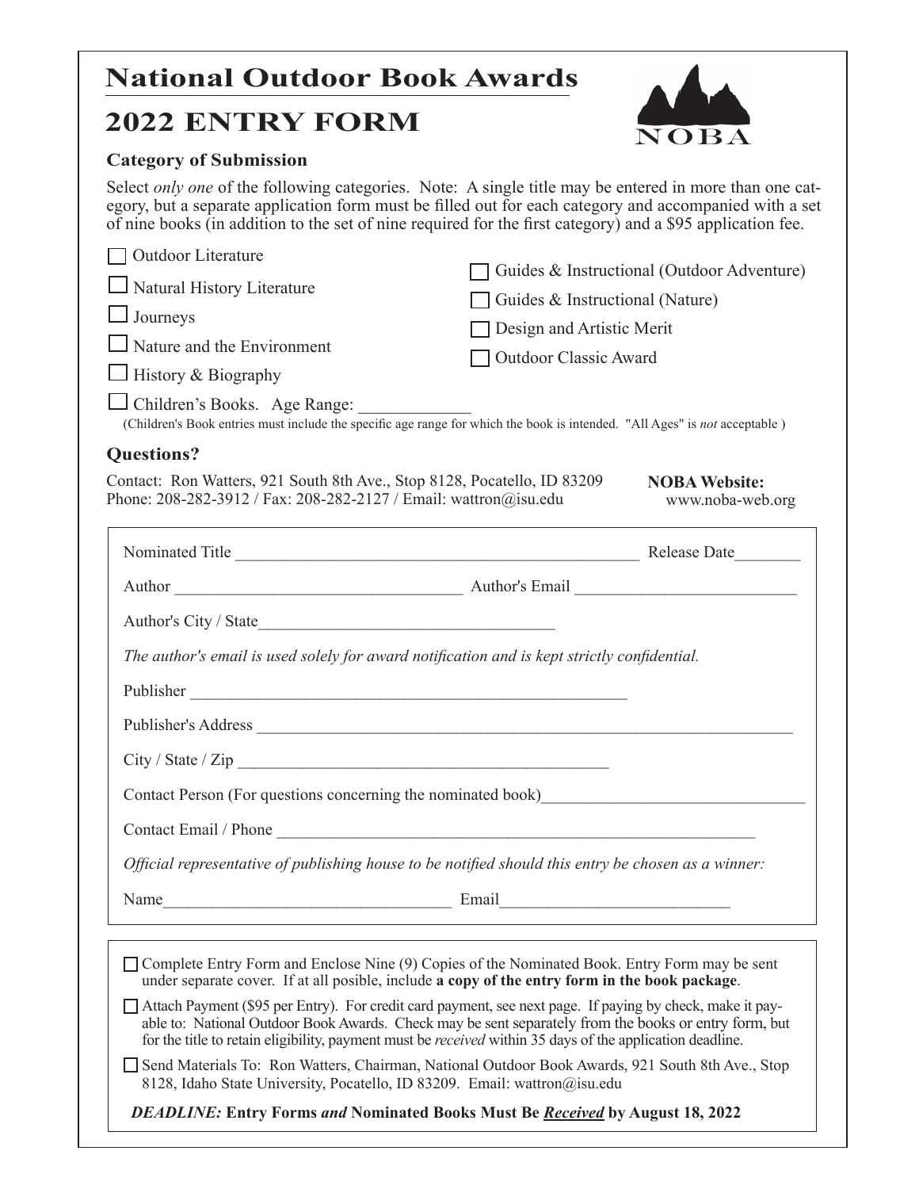# National Outdoor Book Awards

## 2022 ENTRY FORM

NOBA

### Category of Submission

Select *only one* of the following categories. Note: A single title may be entered in more than one category, but a separate application form must be filled out for each category and accompanied with a set of nine books (in addition to the set of nine required for the first category) and a $95 application fee.

- ☐ Outdoor Literature
- ☐ Natural History Literature
- ☐ Journeys
- ☐ Nature and the Environment
- ☐ History & Biography
- ☐ Guides & Instructional (Outdoor Adventure)
- ☐ Guides & Instructional (Nature)
- ☐ Design and Artistic Merit
- ☐ Outdoor Classic Award
- ☐ Children's Books. Age Range: ____________

(Children's Book entries must include the specific age range for which the book is intended. "All Ages" is *not* acceptable )

### Questions?

Contact: Ron Watters, 921 South 8th Ave., Stop 8128, Pocatello, ID 83209
Phone: 208-282-3912 / Fax: 208-282-2127 / Email: wattron@isu.edu

**NOBA Website:** www.noba-web.org

Nominated Title ______________________________________________ Release Date_______

Author _________________________________ Author's Email __________________________

Author's City / State__________________________________

*The author's email is used solely for award notification and is kept strictly confidential.*

Publisher __________________________________________________

Publisher's Address ______________________________________________________________

City / State / Zip ___________________________________________

Contact Person (For questions concerning the nominated book)______________________________

Contact Email / Phone ________________________________________________________

*Official representative of publishing house to be notified should this entry be chosen as a winner:*

Name_________________________________ Email__________________________

- ☐ Complete Entry Form and Enclose Nine (9) Copies of the Nominated Book. Entry Form may be sent under separate cover. If at all posible, include **a copy of the entry form in the book package**.
- ☐ Attach Payment ($95 per Entry). For credit card payment, see next page. If paying by check, make it payable to: National Outdoor Book Awards. Check may be sent separately from the books or entry form, but for the title to retain eligibility, payment must be *received* within 35 days of the application deadline.
- ☐ Send Materials To: Ron Watters, Chairman, National Outdoor Book Awards, 921 South 8th Ave., Stop 8128, Idaho State University, Pocatello, ID 83209. Email: wattron@isu.edu

***DEADLINE:*** **Entry Forms *and* Nominated Books Must Be *Received* by August 18, 2022**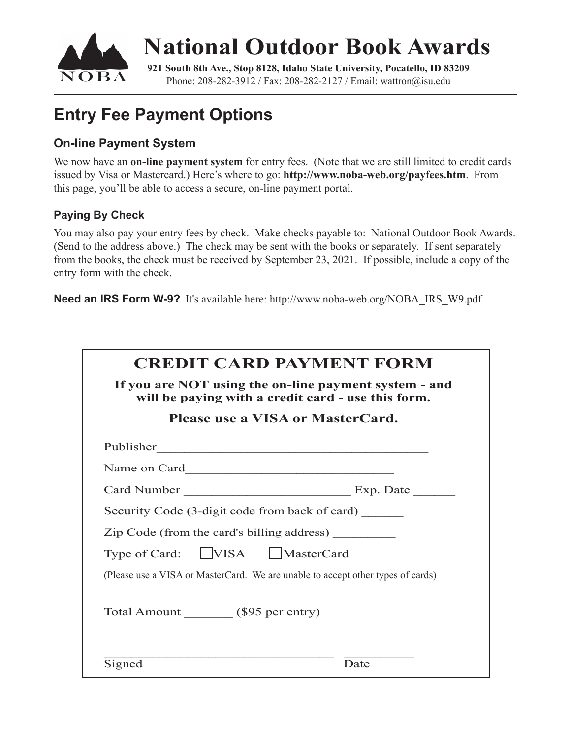# National Outdoor Book Awards

NOBA

**921 South 8th Ave., Stop 8128, Idaho State University, Pocatello, ID 83209**
Phone: 208-282-3912 / Fax: 208-282-2127 / Email: wattron@isu.edu

## Entry Fee Payment Options

### On-line Payment System

We now have an **on-line payment system** for entry fees. (Note that we are still limited to credit cards issued by Visa or Mastercard.) Here's where to go: **http://www.noba-web.org/payfees.htm**. From this page, you'll be able to access a secure, on-line payment portal.

### Paying By Check

You may also pay your entry fees by check. Make checks payable to: National Outdoor Book Awards. (Send to the address above.) The check may be sent with the books or separately. If sent separately from the books, the check must be received by September 23, 2021. If possible, include a copy of the entry form with the check.

**Need an IRS Form W-9?** It's available here: http://www.noba-web.org/NOBA_IRS_W9.pdf

## CREDIT CARD PAYMENT FORM

**If you are NOT using the on-line payment system - and will be paying with a credit card - use this form.**

**Please use a VISA or MasterCard.**

Publisher___________________________________________

Name on Card_________________________________

Card Number __________________________ Exp. Date ______

Security Code (3-digit code from back of card) ______

Zip Code (from the card's billing address) __________

Type of Card: ☐ VISA ☐ MasterCard

(Please use a VISA or MasterCard. We are unable to accept other types of cards)

Total Amount ________ ($95 per entry)

___________________________________ ___________

Signed Date